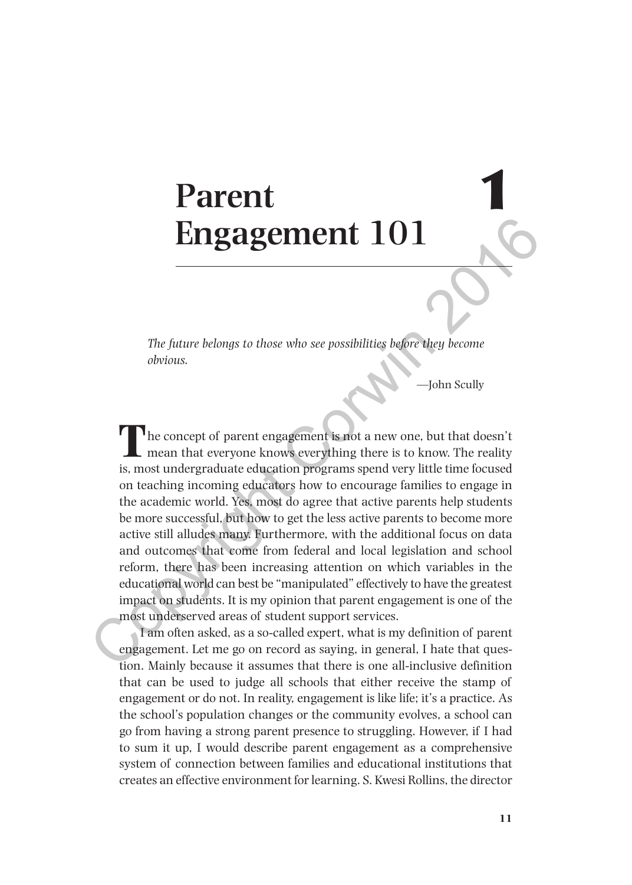# 1 Parent Engagement 101

*The future belongs to those who see possibilities before they become obvious.*

—John Scully

The concept of parent engagement is not a new one, but that doesn't mean that everyone knows everything there is to know. The reality is, most undergraduate education programs spend very little time focused on teaching incoming educators how to encourage families to engage in the academic world. Yes, most do agree that active parents help students be more successful, but how to get the less active parents to become more active still alludes many. Furthermore, with the additional focus on data and outcomes that come from federal and local legislation and school reform, there has been increasing attention on which variables in the educational world can best be "manipulated" effectively to have the greatest impact on students. It is my opinion that parent engagement is one of the most underserved areas of student support services.

I am often asked, as a so-called expert, what is my definition of parent engagement. Let me go on record as saying, in general, I hate that question. Mainly because it assumes that there is one all-inclusive definition that can be used to judge all schools that either receive the stamp of engagement or do not. In reality, engagement is like life; it's a practice. As the school's population changes or the community evolves, a school can go from having a strong parent presence to struggling. However, if I had to sum it up, I would describe parent engagement as a comprehensive system of connection between families and educational institutions that creates an effective environment for learning. S. Kwesi Rollins, the director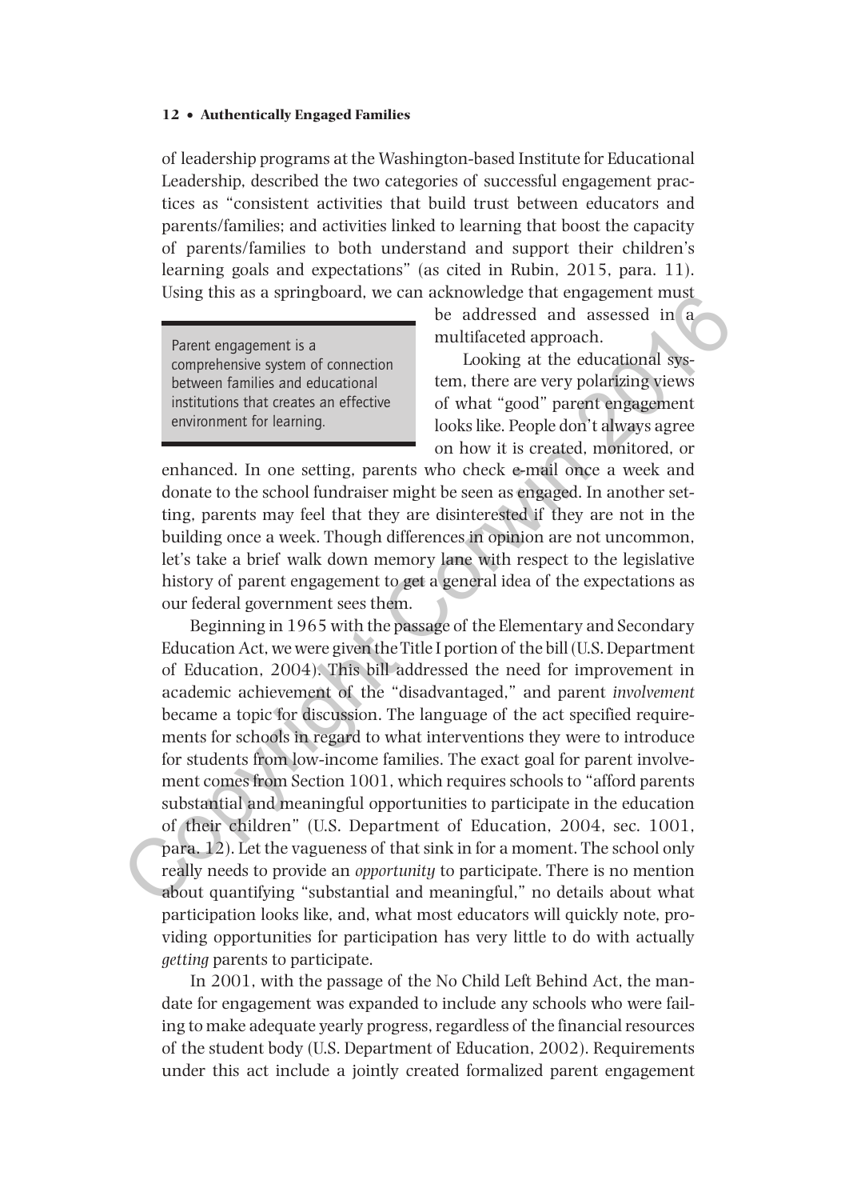of leadership programs at the Washington-based Institute for Educational Leadership, described the two categories of successful engagement practices as "consistent activities that build trust between educators and parents/families; and activities linked to learning that boost the capacity of parents/families to both understand and support their children's learning goals and expectations" (as cited in Rubin, 2015, para. 11). Using this as a springboard, we can acknowledge that engagement must be addressed and assessed in a multifaceted approach.

> Parent engagement is a comprehensive system of connection between families and educational institutions that creates an effective environment for learning.

Looking at the educational system, there are very polarizing views of what "good" parent engagement looks like. People don't always agree on how it is created, monitored, or enhanced. In one setting, parents who check e-mail once a week and donate to the school fundraiser might be seen as engaged. In another setting, parents may feel that they are disinterested if they are not in the building once a week. Though differences in opinion are not uncommon, let's take a brief walk down memory lane with respect to the legislative history of parent engagement to get a general idea of the expectations as our federal government sees them.

Beginning in 1965 with the passage of the Elementary and Secondary Education Act, we were given the Title I portion of the bill (U.S. Department of Education, 2004). This bill addressed the need for improvement in academic achievement of the "disadvantaged," and parent *involvement* became a topic for discussion. The language of the act specified requirements for schools in regard to what interventions they were to introduce for students from low-income families. The exact goal for parent involvement comes from Section 1001, which requires schools to "afford parents substantial and meaningful opportunities to participate in the education of their children" (U.S. Department of Education, 2004, sec. 1001, para. 12). Let the vagueness of that sink in for a moment. The school only really needs to provide an *opportunity* to participate. There is no mention about quantifying "substantial and meaningful," no details about what participation looks like, and, what most educators will quickly note, providing opportunities for participation has very little to do with actually *getting* parents to participate.

In 2001, with the passage of the No Child Left Behind Act, the mandate for engagement was expanded to include any schools who were failing to make adequate yearly progress, regardless of the financial resources of the student body (U.S. Department of Education, 2002). Requirements under this act include a jointly created formalized parent engagement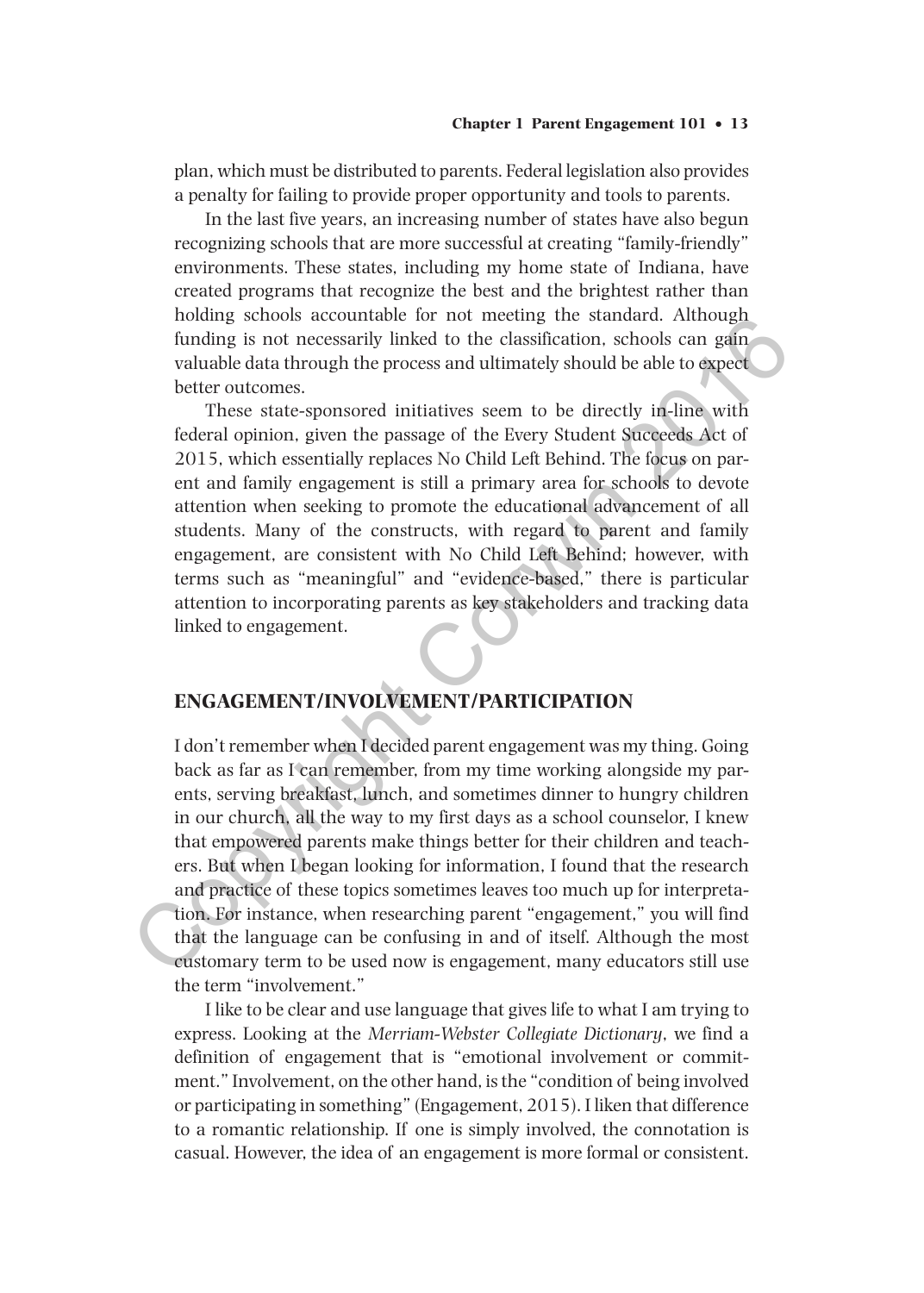plan, which must be distributed to parents. Federal legislation also provides a penalty for failing to provide proper opportunity and tools to parents.

In the last five years, an increasing number of states have also begun recognizing schools that are more successful at creating "family-friendly" environments. These states, including my home state of Indiana, have created programs that recognize the best and the brightest rather than holding schools accountable for not meeting the standard. Although funding is not necessarily linked to the classification, schools can gain valuable data through the process and ultimately should be able to expect better outcomes.

These state-sponsored initiatives seem to be directly in-line with federal opinion, given the passage of the Every Student Succeeds Act of 2015, which essentially replaces No Child Left Behind. The focus on parent and family engagement is still a primary area for schools to devote attention when seeking to promote the educational advancement of all students. Many of the constructs, with regard to parent and family engagement, are consistent with No Child Left Behind; however, with terms such as "meaningful" and "evidence-based," there is particular attention to incorporating parents as key stakeholders and tracking data linked to engagement.

## ENGAGEMENT/INVOLVEMENT/PARTICIPATION

I don't remember when I decided parent engagement was my thing. Going back as far as I can remember, from my time working alongside my parents, serving breakfast, lunch, and sometimes dinner to hungry children in our church, all the way to my first days as a school counselor, I knew that empowered parents make things better for their children and teachers. But when I began looking for information, I found that the research and practice of these topics sometimes leaves too much up for interpretation. For instance, when researching parent "engagement," you will find that the language can be confusing in and of itself. Although the most customary term to be used now is engagement, many educators still use the term "involvement."

I like to be clear and use language that gives life to what I am trying to express. Looking at the *Merriam-Webster Collegiate Dictionary*, we find a definition of engagement that is "emotional involvement or commitment." Involvement, on the other hand, is the "condition of being involved or participating in something" (Engagement, 2015). I liken that difference to a romantic relationship. If one is simply involved, the connotation is casual. However, the idea of an engagement is more formal or consistent.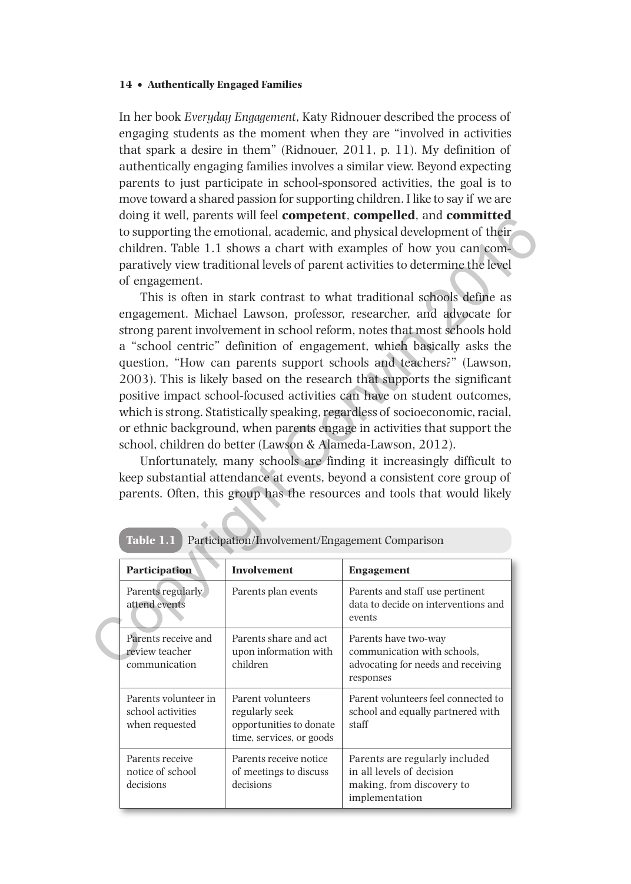In her book *Everyday Engagement*, Katy Ridnouer described the process of engaging students as the moment when they are "involved in activities that spark a desire in them" (Ridnouer, 2011, p. 11). My definition of authentically engaging families involves a similar view. Beyond expecting parents to just participate in school-sponsored activities, the goal is to move toward a shared passion for supporting children. I like to say if we are doing it well, parents will feel **competent**, **compelled**, and **committed** to supporting the emotional, academic, and physical development of their children. Table 1.1 shows a chart with examples of how you can comparatively view traditional levels of parent activities to determine the level of engagement.

This is often in stark contrast to what traditional schools define as engagement. Michael Lawson, professor, researcher, and advocate for strong parent involvement in school reform, notes that most schools hold a "school centric" definition of engagement, which basically asks the question, "How can parents support schools and teachers?" (Lawson, 2003). This is likely based on the research that supports the significant positive impact school-focused activities can have on student outcomes, which is strong. Statistically speaking, regardless of socioeconomic, racial, or ethnic background, when parents engage in activities that support the school, children do better (Lawson & Alameda-Lawson, 2012).

Unfortunately, many schools are finding it increasingly difficult to keep substantial attendance at events, beyond a consistent core group of parents. Often, this group has the resources and tools that would likely

**Table 1.1** Participation/Involvement/Engagement Comparison

| Participation | Involvement | Engagement |
|---|---|---|
| Parents regularly attend events | Parents plan events | Parents and staff use pertinent data to decide on interventions and events |
| Parents receive and review teacher communication | Parents share and act upon information with children | Parents have two-way communication with schools, advocating for needs and receiving responses |
| Parents volunteer in school activities when requested | Parent volunteers regularly seek opportunities to donate time, services, or goods | Parent volunteers feel connected to school and equally partnered with staff |
| Parents receive notice of school decisions | Parents receive notice of meetings to discuss decisions | Parents are regularly included in all levels of decision making, from discovery to implementation |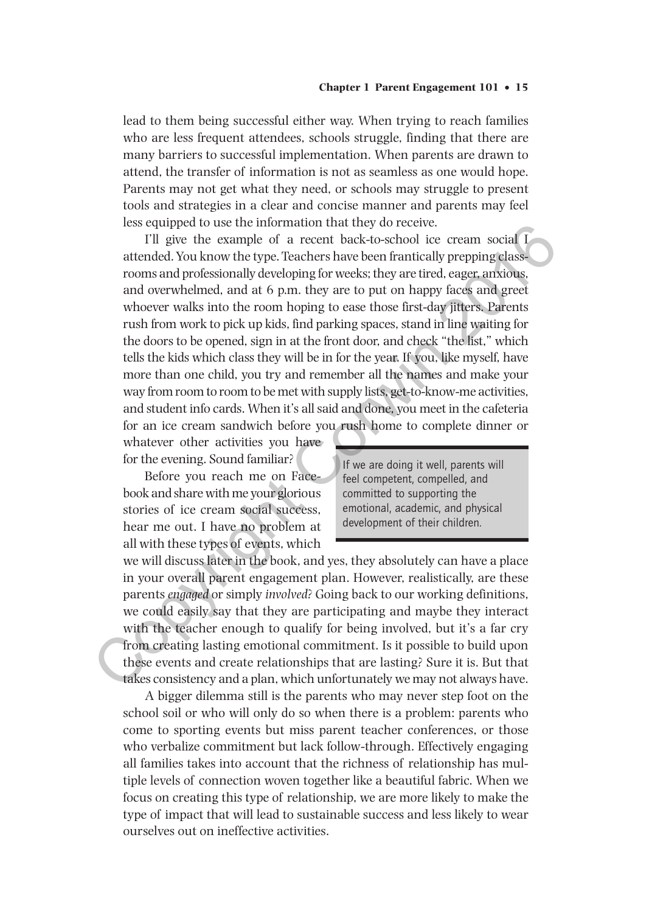lead to them being successful either way. When trying to reach families who are less frequent attendees, schools struggle, finding that there are many barriers to successful implementation. When parents are drawn to attend, the transfer of information is not as seamless as one would hope. Parents may not get what they need, or schools may struggle to present tools and strategies in a clear and concise manner and parents may feel less equipped to use the information that they do receive.

I'll give the example of a recent back-to-school ice cream social I attended. You know the type. Teachers have been frantically prepping classrooms and professionally developing for weeks; they are tired, eager, anxious, and overwhelmed, and at 6 p.m. they are to put on happy faces and greet whoever walks into the room hoping to ease those first-day jitters. Parents rush from work to pick up kids, find parking spaces, stand in line waiting for the doors to be opened, sign in at the front door, and check "the list," which tells the kids which class they will be in for the year. If you, like myself, have more than one child, you try and remember all the names and make your way from room to room to be met with supply lists, get-to-know-me activities, and student info cards. When it's all said and done, you meet in the cafeteria for an ice cream sandwich before you rush home to complete dinner or whatever other activities you have for the evening. Sound familiar?

> If we are doing it well, parents will feel competent, compelled, and committed to supporting the emotional, academic, and physical development of their children.

Before you reach me on Facebook and share with me your glorious stories of ice cream social success, hear me out. I have no problem at all with these types of events, which we will discuss later in the book, and yes, they absolutely can have a place in your overall parent engagement plan. However, realistically, are these parents *engaged* or simply *involved*? Going back to our working definitions, we could easily say that they are participating and maybe they interact with the teacher enough to qualify for being involved, but it's a far cry from creating lasting emotional commitment. Is it possible to build upon these events and create relationships that are lasting? Sure it is. But that takes consistency and a plan, which unfortunately we may not always have.

A bigger dilemma still is the parents who may never step foot on the school soil or who will only do so when there is a problem: parents who come to sporting events but miss parent teacher conferences, or those who verbalize commitment but lack follow-through. Effectively engaging all families takes into account that the richness of relationship has multiple levels of connection woven together like a beautiful fabric. When we focus on creating this type of relationship, we are more likely to make the type of impact that will lead to sustainable success and less likely to wear ourselves out on ineffective activities.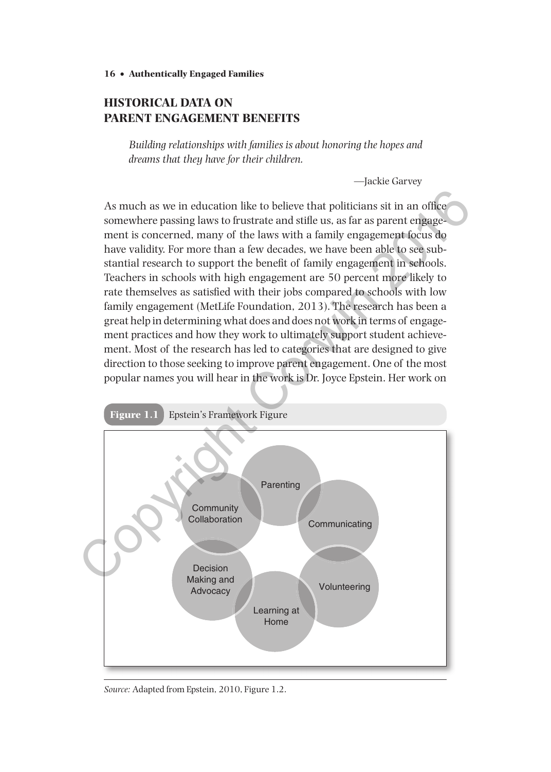## HISTORICAL DATA ON PARENT ENGAGEMENT BENEFITS

> *Building relationships with families is about honoring the hopes and dreams that they have for their children.*
>
> —Jackie Garvey

As much as we in education like to believe that politicians sit in an office somewhere passing laws to frustrate and stifle us, as far as parent engagement is concerned, many of the laws with a family engagement focus do have validity. For more than a few decades, we have been able to see substantial research to support the benefit of family engagement in schools. Teachers in schools with high engagement are 50 percent more likely to rate themselves as satisfied with their jobs compared to schools with low family engagement (MetLife Foundation, 2013). The research has been a great help in determining what does and does not work in terms of engagement practices and how they work to ultimately support student achievement. Most of the research has led to categories that are designed to give direction to those seeking to improve parent engagement. One of the most popular names you will hear in the work is Dr. Joyce Epstein. Her work on

**Figure 1.1** Epstein's Framework Figure

Parenting

Communicating

Volunteering

Learning at Home

Decision Making and Advocacy

Community Collaboration

*Source:* Adapted from Epstein, 2010, Figure 1.2.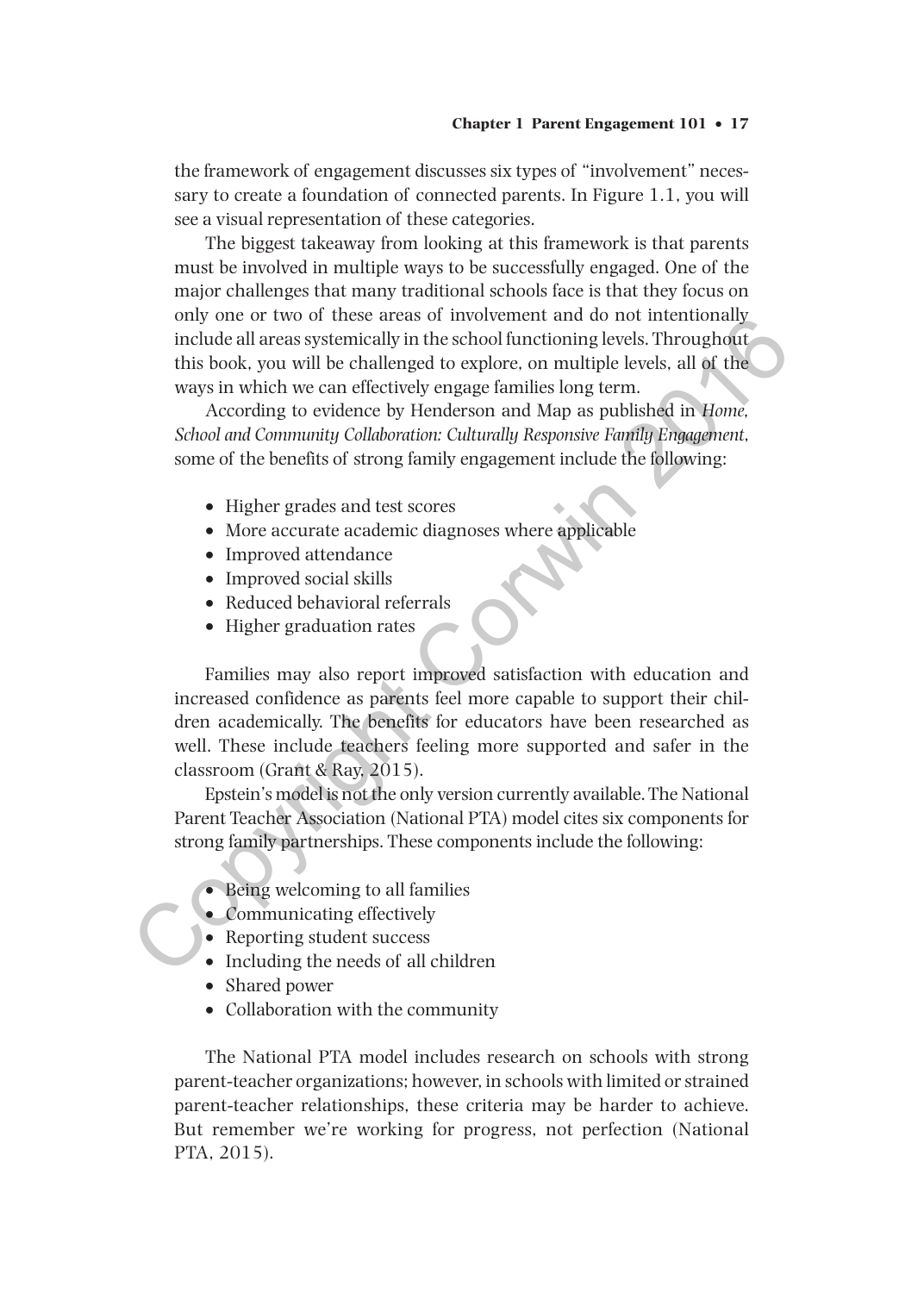the framework of engagement discusses six types of "involvement" necessary to create a foundation of connected parents. In Figure 1.1, you will see a visual representation of these categories.

The biggest takeaway from looking at this framework is that parents must be involved in multiple ways to be successfully engaged. One of the major challenges that many traditional schools face is that they focus on only one or two of these areas of involvement and do not intentionally include all areas systemically in the school functioning levels. Throughout this book, you will be challenged to explore, on multiple levels, all of the ways in which we can effectively engage families long term.

According to evidence by Henderson and Map as published in *Home, School and Community Collaboration: Culturally Responsive Family Engagement*, some of the benefits of strong family engagement include the following:

- Higher grades and test scores
- More accurate academic diagnoses where applicable
- Improved attendance
- Improved social skills
- Reduced behavioral referrals
- Higher graduation rates

Families may also report improved satisfaction with education and increased confidence as parents feel more capable to support their children academically. The benefits for educators have been researched as well. These include teachers feeling more supported and safer in the classroom (Grant & Ray, 2015).

Epstein's model is not the only version currently available. The National Parent Teacher Association (National PTA) model cites six components for strong family partnerships. These components include the following:

- Being welcoming to all families
- Communicating effectively
- Reporting student success
- Including the needs of all children
- Shared power
- Collaboration with the community

The National PTA model includes research on schools with strong parent-teacher organizations; however, in schools with limited or strained parent-teacher relationships, these criteria may be harder to achieve. But remember we're working for progress, not perfection (National PTA, 2015).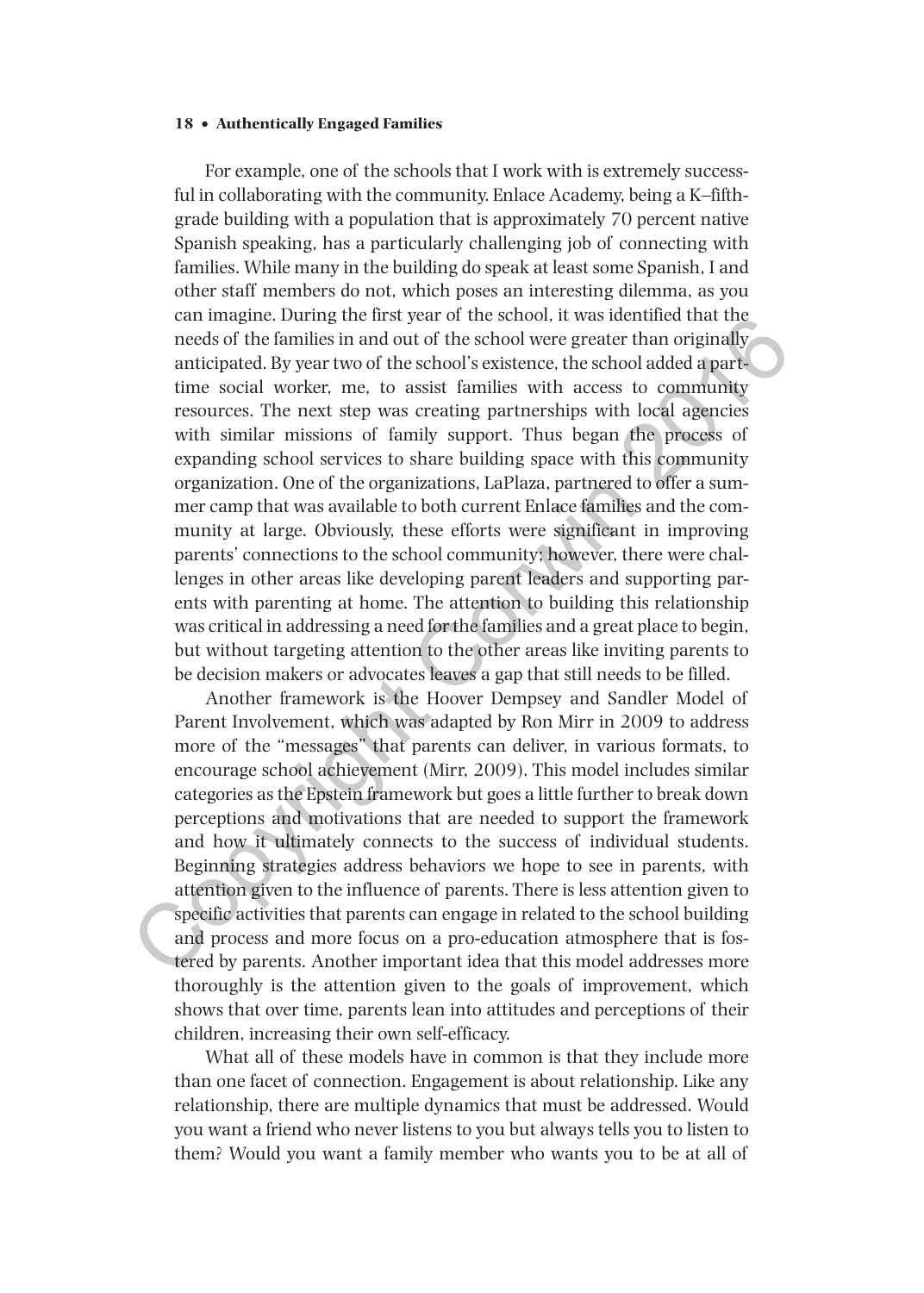For example, one of the schools that I work with is extremely successful in collaborating with the community. Enlace Academy, being a K–fifth-grade building with a population that is approximately 70 percent native Spanish speaking, has a particularly challenging job of connecting with families. While many in the building do speak at least some Spanish, I and other staff members do not, which poses an interesting dilemma, as you can imagine. During the first year of the school, it was identified that the needs of the families in and out of the school were greater than originally anticipated. By year two of the school's existence, the school added a part-time social worker, me, to assist families with access to community resources. The next step was creating partnerships with local agencies with similar missions of family support. Thus began the process of expanding school services to share building space with this community organization. One of the organizations, LaPlaza, partnered to offer a summer camp that was available to both current Enlace families and the community at large. Obviously, these efforts were significant in improving parents' connections to the school community; however, there were challenges in other areas like developing parent leaders and supporting parents with parenting at home. The attention to building this relationship was critical in addressing a need for the families and a great place to begin, but without targeting attention to the other areas like inviting parents to be decision makers or advocates leaves a gap that still needs to be filled.

Another framework is the Hoover Dempsey and Sandler Model of Parent Involvement, which was adapted by Ron Mirr in 2009 to address more of the "messages" that parents can deliver, in various formats, to encourage school achievement (Mirr, 2009). This model includes similar categories as the Epstein framework but goes a little further to break down perceptions and motivations that are needed to support the framework and how it ultimately connects to the success of individual students. Beginning strategies address behaviors we hope to see in parents, with attention given to the influence of parents. There is less attention given to specific activities that parents can engage in related to the school building and process and more focus on a pro-education atmosphere that is fostered by parents. Another important idea that this model addresses more thoroughly is the attention given to the goals of improvement, which shows that over time, parents lean into attitudes and perceptions of their children, increasing their own self-efficacy.

What all of these models have in common is that they include more than one facet of connection. Engagement is about relationship. Like any relationship, there are multiple dynamics that must be addressed. Would you want a friend who never listens to you but always tells you to listen to them? Would you want a family member who wants you to be at all of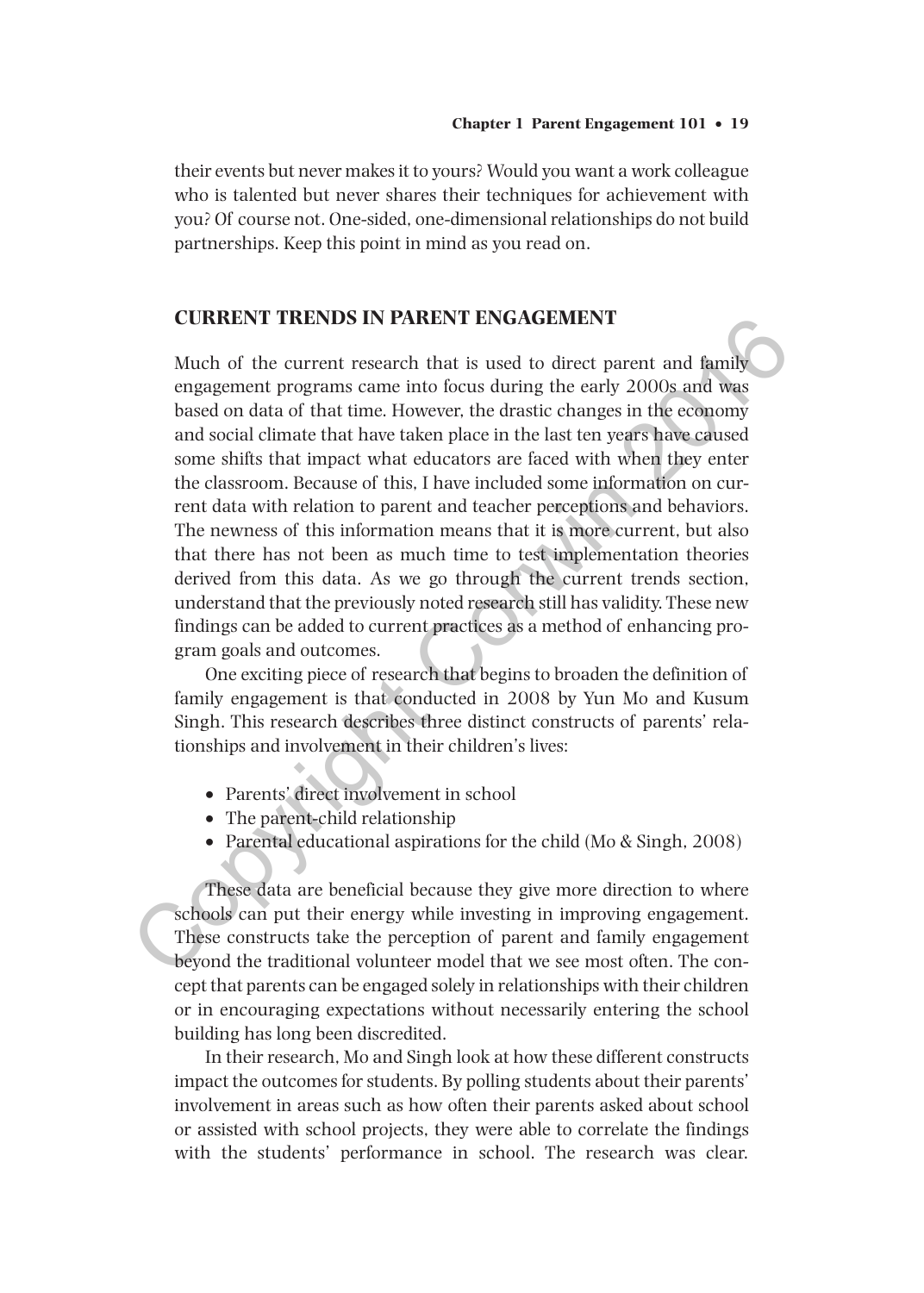their events but never makes it to yours? Would you want a work colleague who is talented but never shares their techniques for achievement with you? Of course not. One-sided, one-dimensional relationships do not build partnerships. Keep this point in mind as you read on.

## CURRENT TRENDS IN PARENT ENGAGEMENT

Much of the current research that is used to direct parent and family engagement programs came into focus during the early 2000s and was based on data of that time. However, the drastic changes in the economy and social climate that have taken place in the last ten years have caused some shifts that impact what educators are faced with when they enter the classroom. Because of this, I have included some information on current data with relation to parent and teacher perceptions and behaviors. The newness of this information means that it is more current, but also that there has not been as much time to test implementation theories derived from this data. As we go through the current trends section, understand that the previously noted research still has validity. These new findings can be added to current practices as a method of enhancing program goals and outcomes.

One exciting piece of research that begins to broaden the definition of family engagement is that conducted in 2008 by Yun Mo and Kusum Singh. This research describes three distinct constructs of parents' relationships and involvement in their children's lives:

- Parents' direct involvement in school
- The parent-child relationship
- Parental educational aspirations for the child (Mo & Singh, 2008)

These data are beneficial because they give more direction to where schools can put their energy while investing in improving engagement. These constructs take the perception of parent and family engagement beyond the traditional volunteer model that we see most often. The concept that parents can be engaged solely in relationships with their children or in encouraging expectations without necessarily entering the school building has long been discredited.

In their research, Mo and Singh look at how these different constructs impact the outcomes for students. By polling students about their parents' involvement in areas such as how often their parents asked about school or assisted with school projects, they were able to correlate the findings with the students' performance in school. The research was clear.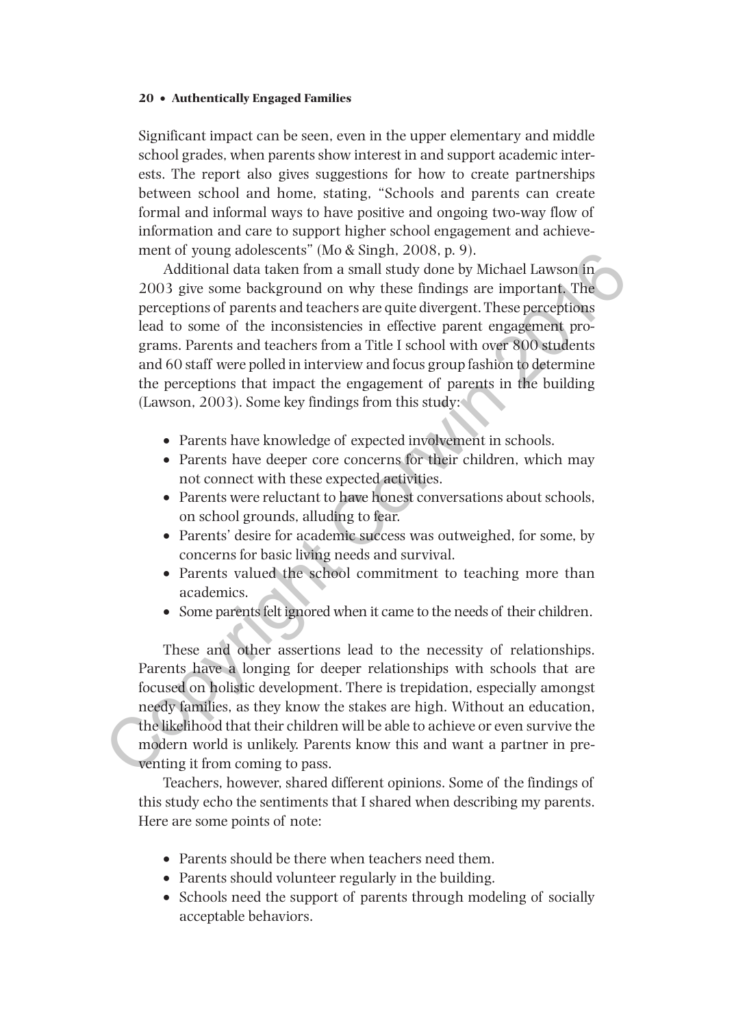Significant impact can be seen, even in the upper elementary and middle school grades, when parents show interest in and support academic interests. The report also gives suggestions for how to create partnerships between school and home, stating, "Schools and parents can create formal and informal ways to have positive and ongoing two-way flow of information and care to support higher school engagement and achievement of young adolescents" (Mo & Singh, 2008, p. 9).

Additional data taken from a small study done by Michael Lawson in 2003 give some background on why these findings are important. The perceptions of parents and teachers are quite divergent. These perceptions lead to some of the inconsistencies in effective parent engagement programs. Parents and teachers from a Title I school with over 800 students and 60 staff were polled in interview and focus group fashion to determine the perceptions that impact the engagement of parents in the building (Lawson, 2003). Some key findings from this study:

- Parents have knowledge of expected involvement in schools.
- Parents have deeper core concerns for their children, which may not connect with these expected activities.
- Parents were reluctant to have honest conversations about schools, on school grounds, alluding to fear.
- Parents' desire for academic success was outweighed, for some, by concerns for basic living needs and survival.
- Parents valued the school commitment to teaching more than academics.
- Some parents felt ignored when it came to the needs of their children.

These and other assertions lead to the necessity of relationships. Parents have a longing for deeper relationships with schools that are focused on holistic development. There is trepidation, especially amongst needy families, as they know the stakes are high. Without an education, the likelihood that their children will be able to achieve or even survive the modern world is unlikely. Parents know this and want a partner in preventing it from coming to pass.

Teachers, however, shared different opinions. Some of the findings of this study echo the sentiments that I shared when describing my parents. Here are some points of note:

- Parents should be there when teachers need them.
- Parents should volunteer regularly in the building.
- Schools need the support of parents through modeling of socially acceptable behaviors.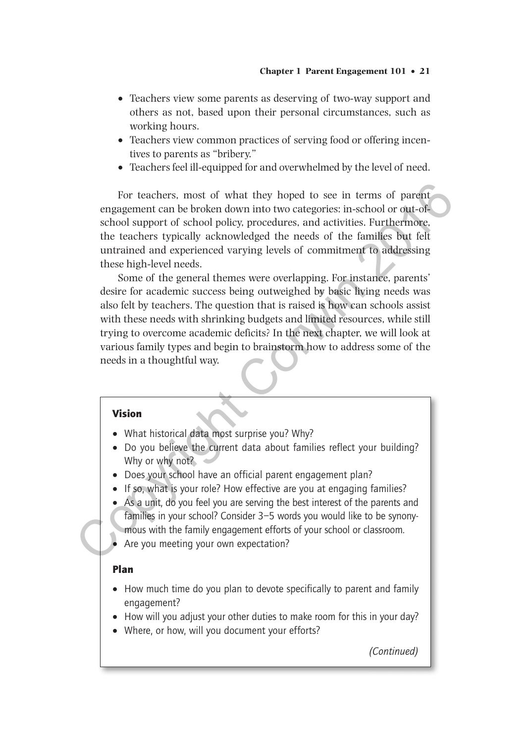- Teachers view some parents as deserving of two-way support and others as not, based upon their personal circumstances, such as working hours.
- Teachers view common practices of serving food or offering incentives to parents as "bribery."
- Teachers feel ill-equipped for and overwhelmed by the level of need.

For teachers, most of what they hoped to see in terms of parent engagement can be broken down into two categories: in-school or out-of-school support of school policy, procedures, and activities. Furthermore, the teachers typically acknowledged the needs of the families but felt untrained and experienced varying levels of commitment to addressing these high-level needs.

Some of the general themes were overlapping. For instance, parents' desire for academic success being outweighed by basic living needs was also felt by teachers. The question that is raised is how can schools assist with these needs with shrinking budgets and limited resources, while still trying to overcome academic deficits? In the next chapter, we will look at various family types and begin to brainstorm how to address some of the needs in a thoughtful way.

**Vision**

- What historical data most surprise you? Why?
- Do you believe the current data about families reflect your building? Why or why not?
- Does your school have an official parent engagement plan?
- If so, what is your role? How effective are you at engaging families?
- As a unit, do you feel you are serving the best interest of the parents and families in your school? Consider 3–5 words you would like to be synonymous with the family engagement efforts of your school or classroom.
- Are you meeting your own expectation?

**Plan**

- How much time do you plan to devote specifically to parent and family engagement?
- How will you adjust your other duties to make room for this in your day?
- Where, or how, will you document your efforts?

*(Continued)*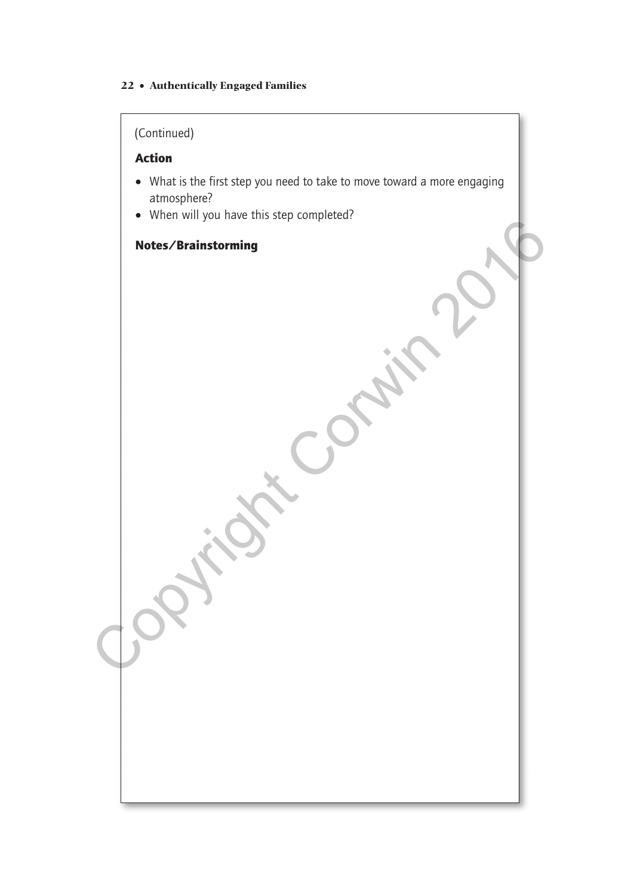(Continued)

**Action**

- What is the first step you need to take to move toward a more engaging atmosphere?
- When will you have this step completed?

**Notes/Brainstorming**